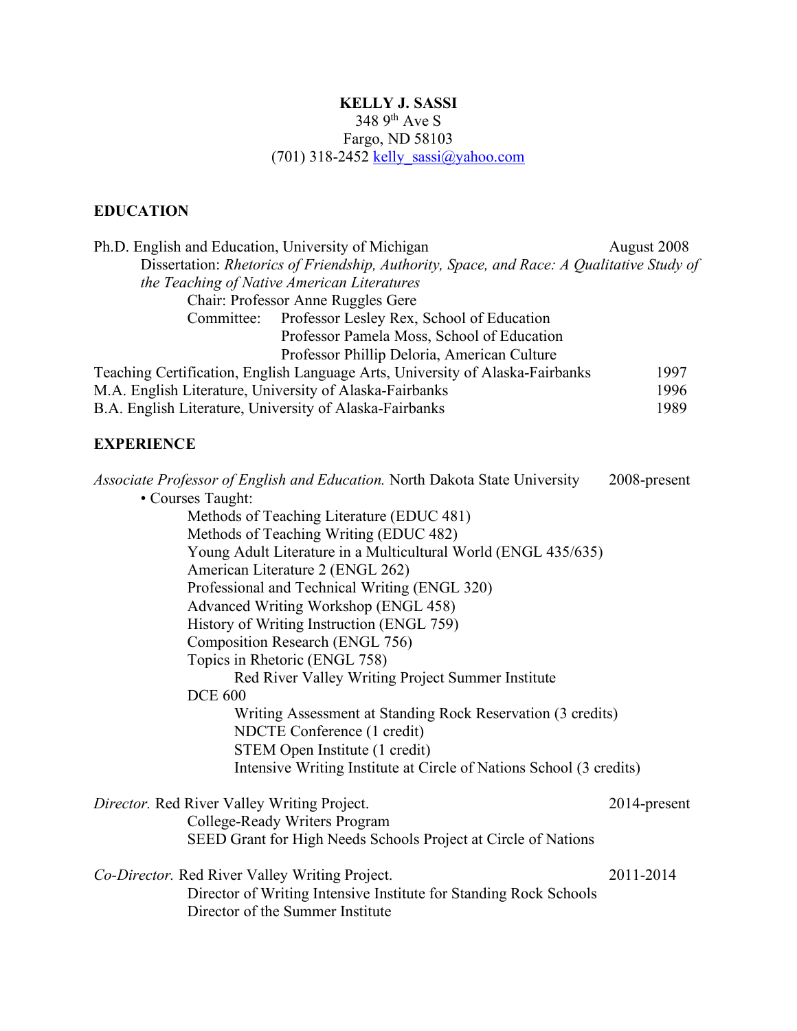# KELLY J. SASSI

348 9th Ave S
Fargo, ND 58103
(701) 318-2452 [kelly_sassi@yahoo.com](mailto:kelly_sassi@yahoo.com)

## EDUCATION

Ph.D. English and Education, University of Michigan — August 2008

- Dissertation: *Rhetorics of Friendship, Authority, Space, and Race: A Qualitative Study of the Teaching of Native American Literatures*
  - Chair: Professor Anne Ruggles Gere
  - Committee: Professor Lesley Rex, School of Education
    - Professor Pamela Moss, School of Education
    - Professor Phillip Deloria, American Culture

Teaching Certification, English Language Arts, University of Alaska-Fairbanks — 1997

M.A. English Literature, University of Alaska-Fairbanks — 1996

B.A. English Literature, University of Alaska-Fairbanks — 1989

## EXPERIENCE

*Associate Professor of English and Education.* North Dakota State University — 2008-present

- Courses Taught:
  - Methods of Teaching Literature (EDUC 481)
  - Methods of Teaching Writing (EDUC 482)
  - Young Adult Literature in a Multicultural World (ENGL 435/635)
  - American Literature 2 (ENGL 262)
  - Professional and Technical Writing (ENGL 320)
  - Advanced Writing Workshop (ENGL 458)
  - History of Writing Instruction (ENGL 759)
  - Composition Research (ENGL 756)
  - Topics in Rhetoric (ENGL 758)
    - Red River Valley Writing Project Summer Institute
  - DCE 600
    - Writing Assessment at Standing Rock Reservation (3 credits)
    - NDCTE Conference (1 credit)
    - STEM Open Institute (1 credit)
    - Intensive Writing Institute at Circle of Nations School (3 credits)

*Director.* Red River Valley Writing Project. — 2014-present

- College-Ready Writers Program
- SEED Grant for High Needs Schools Project at Circle of Nations

*Co-Director.* Red River Valley Writing Project. — 2011-2014

- Director of Writing Intensive Institute for Standing Rock Schools
- Director of the Summer Institute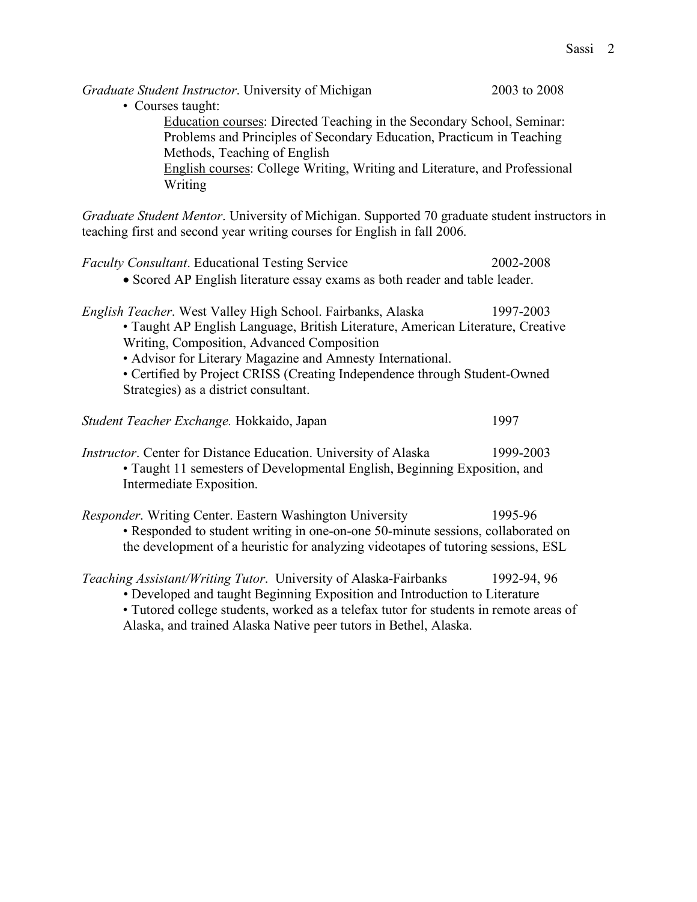*Graduate Student Instructor*. University of Michigan 2003 to 2008

- Courses taught:
  - Education courses: Directed Teaching in the Secondary School, Seminar: Problems and Principles of Secondary Education, Practicum in Teaching Methods, Teaching of English
  - English courses: College Writing, Writing and Literature, and Professional Writing

*Graduate Student Mentor*. University of Michigan. Supported 70 graduate student instructors in teaching first and second year writing courses for English in fall 2006.

*Faculty Consultant*. Educational Testing Service 2002-2008

- Scored AP English literature essay exams as both reader and table leader.

*English Teacher*. West Valley High School. Fairbanks, Alaska 1997-2003

- Taught AP English Language, British Literature, American Literature, Creative Writing, Composition, Advanced Composition
- Advisor for Literary Magazine and Amnesty International.
- Certified by Project CRISS (Creating Independence through Student-Owned Strategies) as a district consultant.

*Student Teacher Exchange.* Hokkaido, Japan 1997

*Instructor*. Center for Distance Education. University of Alaska 1999-2003

- Taught 11 semesters of Developmental English, Beginning Exposition, and Intermediate Exposition.

*Responder*. Writing Center. Eastern Washington University 1995-96

- Responded to student writing in one-on-one 50-minute sessions, collaborated on the development of a heuristic for analyzing videotapes of tutoring sessions, ESL

*Teaching Assistant/Writing Tutor*. University of Alaska-Fairbanks 1992-94, 96

- Developed and taught Beginning Exposition and Introduction to Literature
- Tutored college students, worked as a telefax tutor for students in remote areas of Alaska, and trained Alaska Native peer tutors in Bethel, Alaska.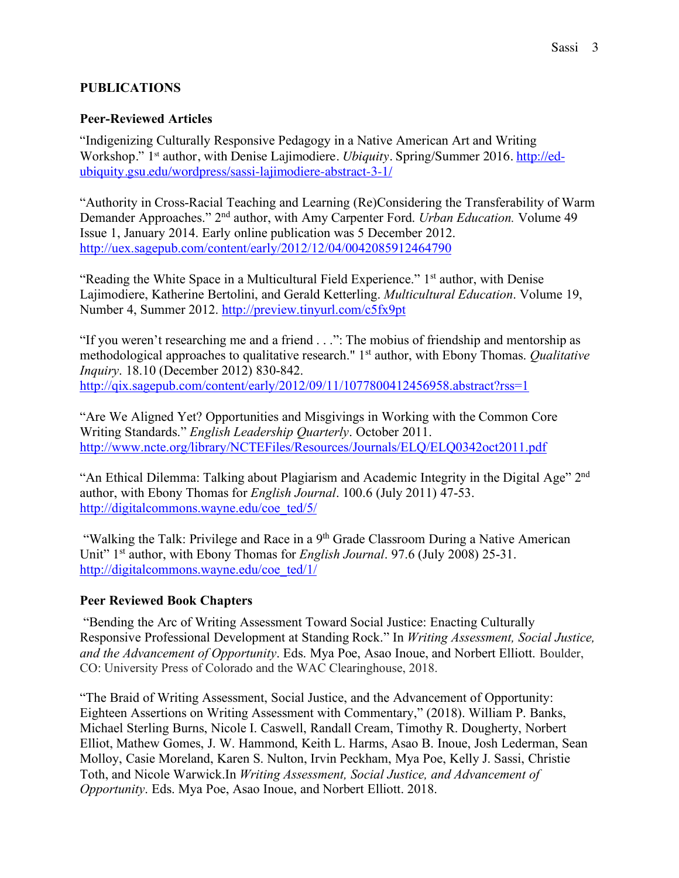## PUBLICATIONS

### Peer-Reviewed Articles

"Indigenizing Culturally Responsive Pedagogy in a Native American Art and Writing Workshop." 1st author, with Denise Lajimodiere. *Ubiquity*. Spring/Summer 2016. http://ed-ubiquity.gsu.edu/wordpress/sassi-lajimodiere-abstract-3-1/

"Authority in Cross-Racial Teaching and Learning (Re)Considering the Transferability of Warm Demander Approaches." 2nd author, with Amy Carpenter Ford. *Urban Education.* Volume 49 Issue 1, January 2014. Early online publication was 5 December 2012. http://uex.sagepub.com/content/early/2012/12/04/0042085912464790

"Reading the White Space in a Multicultural Field Experience." 1st author, with Denise Lajimodiere, Katherine Bertolini, and Gerald Ketterling. *Multicultural Education*. Volume 19, Number 4, Summer 2012. http://preview.tinyurl.com/c5fx9pt

"If you weren't researching me and a friend . . .": The mobius of friendship and mentorship as methodological approaches to qualitative research." 1st author, with Ebony Thomas. *Qualitative Inquiry*. 18.10 (December 2012) 830-842. http://qix.sagepub.com/content/early/2012/09/11/1077800412456958.abstract?rss=1

"Are We Aligned Yet? Opportunities and Misgivings in Working with the Common Core Writing Standards." *English Leadership Quarterly*. October 2011. http://www.ncte.org/library/NCTEFiles/Resources/Journals/ELQ/ELQ0342oct2011.pdf

"An Ethical Dilemma: Talking about Plagiarism and Academic Integrity in the Digital Age" 2nd author, with Ebony Thomas for *English Journal*. 100.6 (July 2011) 47-53. http://digitalcommons.wayne.edu/coe_ted/5/

"Walking the Talk: Privilege and Race in a 9th Grade Classroom During a Native American Unit" 1st author, with Ebony Thomas for *English Journal*. 97.6 (July 2008) 25-31. http://digitalcommons.wayne.edu/coe_ted/1/

### Peer Reviewed Book Chapters

"Bending the Arc of Writing Assessment Toward Social Justice: Enacting Culturally Responsive Professional Development at Standing Rock." In *Writing Assessment, Social Justice, and the Advancement of Opportunity*. Eds. Mya Poe, Asao Inoue, and Norbert Elliott. Boulder, CO: University Press of Colorado and the WAC Clearinghouse, 2018.

"The Braid of Writing Assessment, Social Justice, and the Advancement of Opportunity: Eighteen Assertions on Writing Assessment with Commentary," (2018). William P. Banks, Michael Sterling Burns, Nicole I. Caswell, Randall Cream, Timothy R. Dougherty, Norbert Elliot, Mathew Gomes, J. W. Hammond, Keith L. Harms, Asao B. Inoue, Josh Lederman, Sean Molloy, Casie Moreland, Karen S. Nulton, Irvin Peckham, Mya Poe, Kelly J. Sassi, Christie Toth, and Nicole Warwick.In *Writing Assessment, Social Justice, and Advancement of Opportunity*. Eds. Mya Poe, Asao Inoue, and Norbert Elliott. 2018.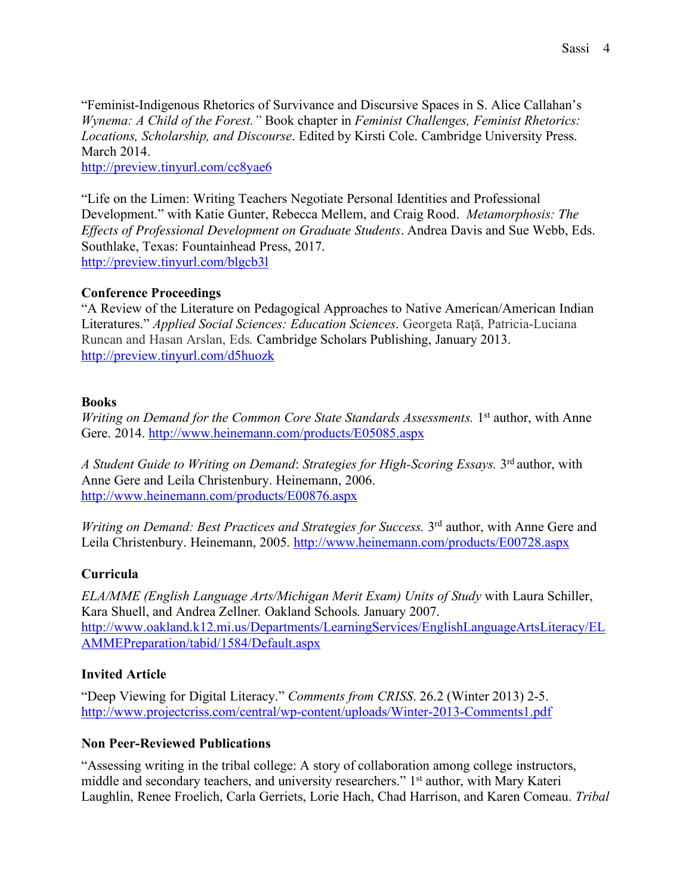"Feminist-Indigenous Rhetorics of Survivance and Discursive Spaces in S. Alice Callahan's *Wynema: A Child of the Forest."* Book chapter in *Feminist Challenges, Feminist Rhetorics: Locations, Scholarship, and Discourse*. Edited by Kirsti Cole. Cambridge University Press. March 2014.
http://preview.tinyurl.com/cc8yae6

"Life on the Limen: Writing Teachers Negotiate Personal Identities and Professional Development." with Katie Gunter, Rebecca Mellem, and Craig Rood. *Metamorphosis: The Effects of Professional Development on Graduate Students*. Andrea Davis and Sue Webb, Eds. Southlake, Texas: Fountainhead Press, 2017.
http://preview.tinyurl.com/blgcb3l

**Conference Proceedings**

"A Review of the Literature on Pedagogical Approaches to Native American/American Indian Literatures." *Applied Social Sciences: Education Sciences*. Georgeta Raţă, Patricia-Luciana Runcan and Hasan Arslan, Eds*.* Cambridge Scholars Publishing, January 2013.
http://preview.tinyurl.com/d5huozk

**Books**

*Writing on Demand for the Common Core State Standards Assessments.* 1st author, with Anne Gere. 2014. http://www.heinemann.com/products/E05085.aspx

*A Student Guide to Writing on Demand*: *Strategies for High-Scoring Essays.* 3rd author, with Anne Gere and Leila Christenbury. Heinemann, 2006.
http://www.heinemann.com/products/E00876.aspx

*Writing on Demand: Best Practices and Strategies for Success.* 3rd author, with Anne Gere and Leila Christenbury. Heinemann, 2005. http://www.heinemann.com/products/E00728.aspx

**Curricula**

*ELA/MME (English Language Arts/Michigan Merit Exam) Units of Study* with Laura Schiller, Kara Shuell, and Andrea Zellner*.* Oakland Schools*.* January 2007.
http://www.oakland.k12.mi.us/Departments/LearningServices/EnglishLanguageArtsLiteracy/ELAMMEPreparation/tabid/1584/Default.aspx

**Invited Article**

"Deep Viewing for Digital Literacy." *Comments from CRISS*. 26.2 (Winter 2013) 2-5.
http://www.projectcriss.com/central/wp-content/uploads/Winter-2013-Comments1.pdf

**Non Peer-Reviewed Publications**

"Assessing writing in the tribal college: A story of collaboration among college instructors, middle and secondary teachers, and university researchers." 1st author, with Mary Kateri Laughlin, Renee Froelich, Carla Gerriets, Lorie Hach, Chad Harrison, and Karen Comeau. *Tribal*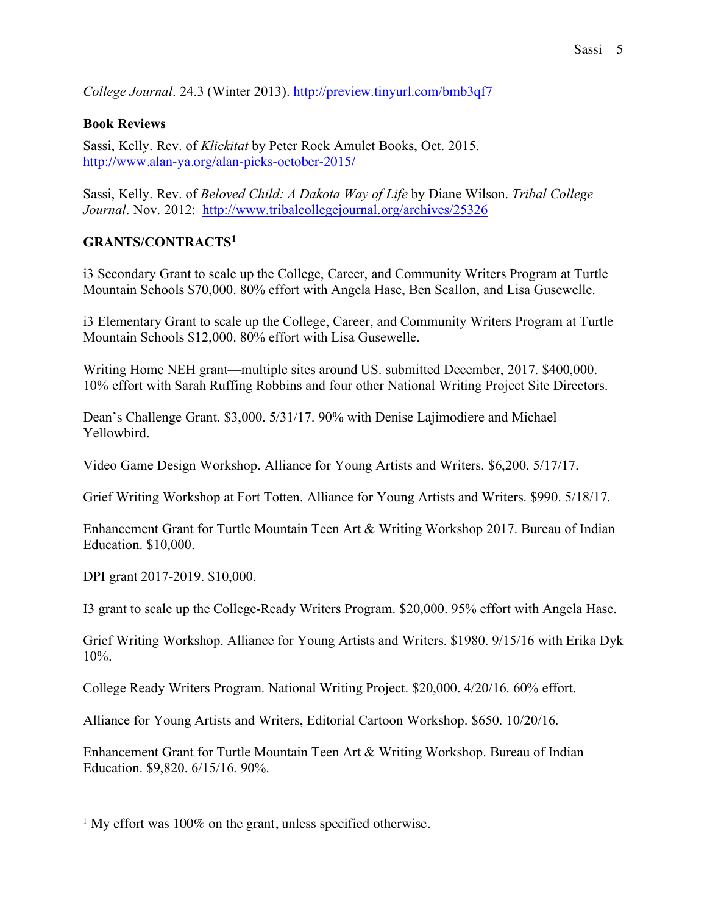*College Journal*. 24.3 (Winter 2013). http://preview.tinyurl.com/bmb3qf7

**Book Reviews**

Sassi, Kelly. Rev. of *Klickitat* by Peter Rock Amulet Books, Oct. 2015. http://www.alan-ya.org/alan-picks-october-2015/

Sassi, Kelly. Rev. of *Beloved Child: A Dakota Way of Life* by Diane Wilson. *Tribal College Journal*. Nov. 2012: http://www.tribalcollegejournal.org/archives/25326

**GRANTS/CONTRACTS**[1]

i3 Secondary Grant to scale up the College, Career, and Community Writers Program at Turtle Mountain Schools $70,000. 80% effort with Angela Hase, Ben Scallon, and Lisa Gusewelle.

i3 Elementary Grant to scale up the College, Career, and Community Writers Program at Turtle Mountain Schools $12,000. 80% effort with Lisa Gusewelle.

Writing Home NEH grant—multiple sites around US. submitted December, 2017. $400,000. 10% effort with Sarah Ruffing Robbins and four other National Writing Project Site Directors.

Dean's Challenge Grant. $3,000. 5/31/17. 90% with Denise Lajimodiere and Michael Yellowbird.

Video Game Design Workshop. Alliance for Young Artists and Writers. $6,200. 5/17/17.

Grief Writing Workshop at Fort Totten. Alliance for Young Artists and Writers. $990. 5/18/17.

Enhancement Grant for Turtle Mountain Teen Art & Writing Workshop 2017. Bureau of Indian Education. $10,000.

DPI grant 2017-2019. $10,000.

I3 grant to scale up the College-Ready Writers Program. $20,000. 95% effort with Angela Hase.

Grief Writing Workshop. Alliance for Young Artists and Writers. $1980. 9/15/16 with Erika Dyk 10%.

College Ready Writers Program. National Writing Project. $20,000. 4/20/16. 60% effort.

Alliance for Young Artists and Writers, Editorial Cartoon Workshop. $650. 10/20/16.

Enhancement Grant for Turtle Mountain Teen Art & Writing Workshop. Bureau of Indian Education. $9,820. 6/15/16. 90%.

---

[1] My effort was 100% on the grant, unless specified otherwise.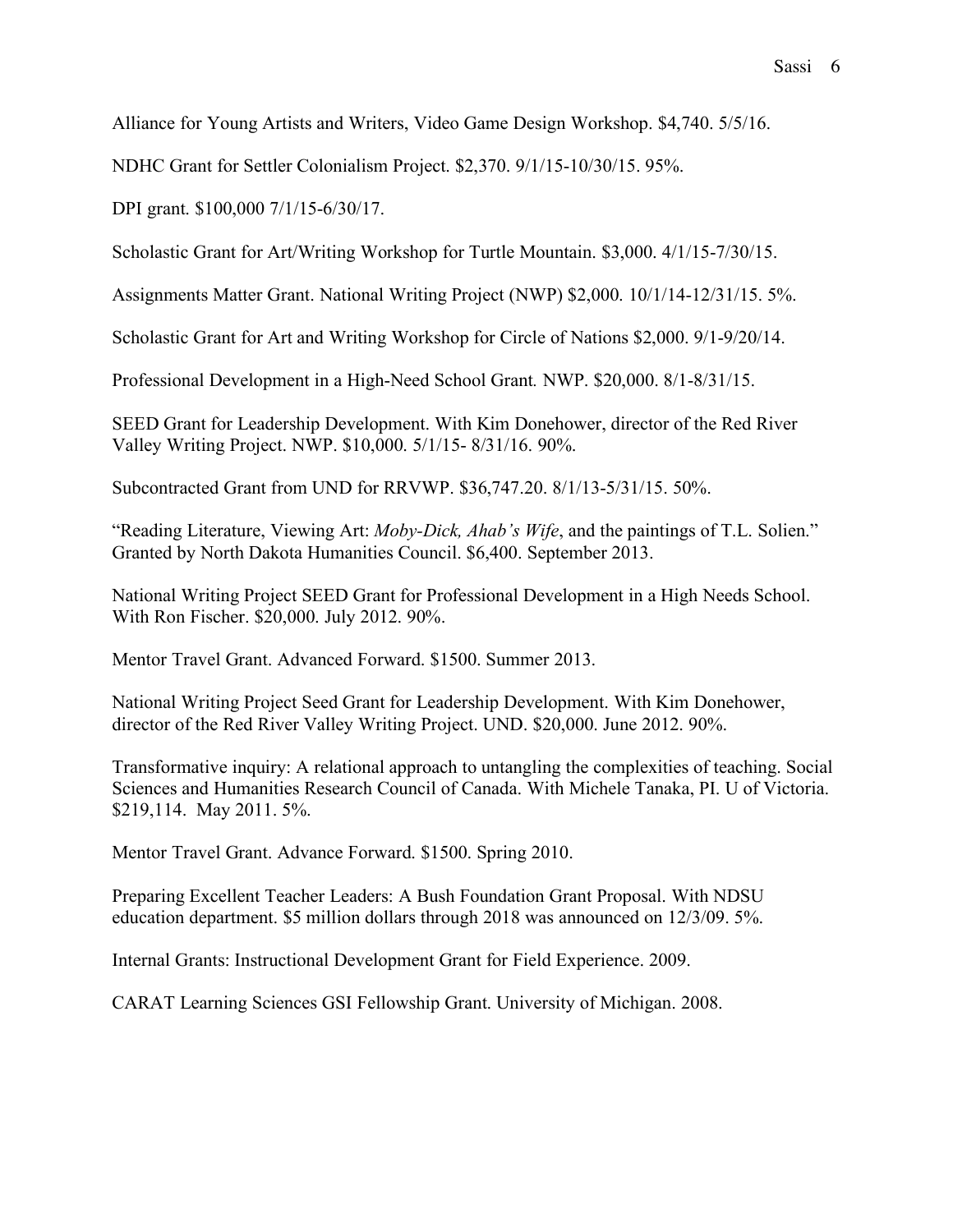Alliance for Young Artists and Writers, Video Game Design Workshop. $4,740. 5/5/16.

NDHC Grant for Settler Colonialism Project. $2,370. 9/1/15-10/30/15. 95%.

DPI grant. $100,000 7/1/15-6/30/17.

Scholastic Grant for Art/Writing Workshop for Turtle Mountain. $3,000. 4/1/15-7/30/15.

Assignments Matter Grant. National Writing Project (NWP) $2,000. 10/1/14-12/31/15. 5%.

Scholastic Grant for Art and Writing Workshop for Circle of Nations $2,000. 9/1-9/20/14.

Professional Development in a High-Need School Grant. NWP. $20,000. 8/1-8/31/15.

SEED Grant for Leadership Development. With Kim Donehower, director of the Red River Valley Writing Project. NWP. $10,000. 5/1/15- 8/31/16. 90%.

Subcontracted Grant from UND for RRVWP. $36,747.20. 8/1/13-5/31/15. 50%.

"Reading Literature, Viewing Art: *Moby-Dick, Ahab's Wife*, and the paintings of T.L. Solien." Granted by North Dakota Humanities Council. $6,400. September 2013.

National Writing Project SEED Grant for Professional Development in a High Needs School. With Ron Fischer. $20,000. July 2012. 90%.

Mentor Travel Grant. Advanced Forward. $1500. Summer 2013.

National Writing Project Seed Grant for Leadership Development. With Kim Donehower, director of the Red River Valley Writing Project. UND. $20,000. June 2012. 90%.

Transformative inquiry: A relational approach to untangling the complexities of teaching. Social Sciences and Humanities Research Council of Canada. With Michele Tanaka, PI. U of Victoria. $219,114. May 2011. 5%.

Mentor Travel Grant. Advance Forward. $1500. Spring 2010.

Preparing Excellent Teacher Leaders: A Bush Foundation Grant Proposal. With NDSU education department. $5 million dollars through 2018 was announced on 12/3/09. 5%.

Internal Grants: Instructional Development Grant for Field Experience. 2009.

CARAT Learning Sciences GSI Fellowship Grant. University of Michigan. 2008.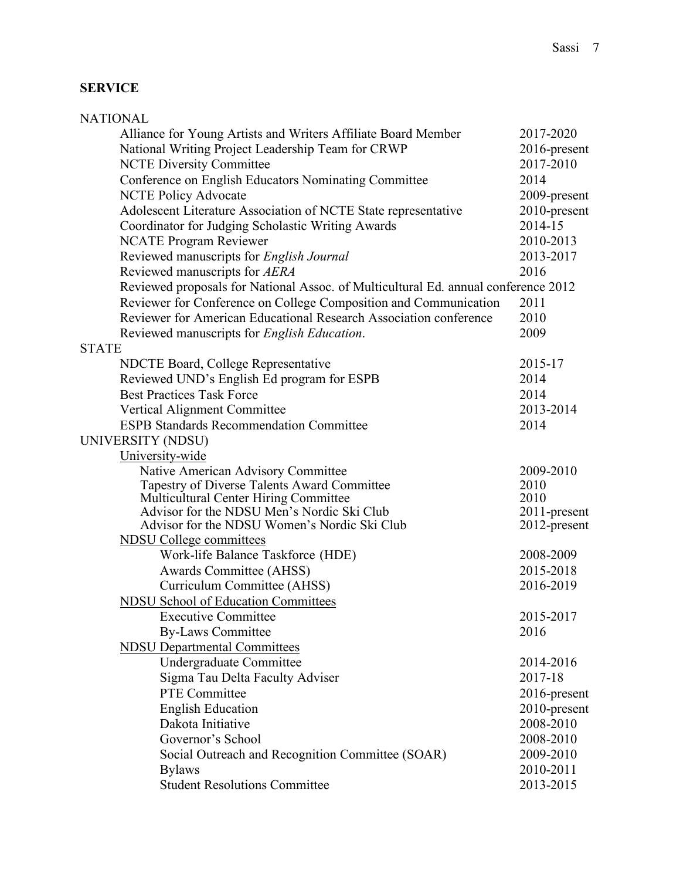## SERVICE

### NATIONAL

| | |
|---|---|
| Alliance for Young Artists and Writers Affiliate Board Member | 2017-2020 |
| National Writing Project Leadership Team for CRWP | 2016-present |
| NCTE Diversity Committee | 2017-2010 |
| Conference on English Educators Nominating Committee | 2014 |
| NCTE Policy Advocate | 2009-present |
| Adolescent Literature Association of NCTE State representative | 2010-present |
| Coordinator for Judging Scholastic Writing Awards | 2014-15 |
| NCATE Program Reviewer | 2010-2013 |
| Reviewed manuscripts for *English Journal* | 2013-2017 |
| Reviewed manuscripts for *AERA* | 2016 |
| Reviewed proposals for National Assoc. of Multicultural Ed. annual conference | 2012 |
| Reviewer for Conference on College Composition and Communication | 2011 |
| Reviewer for American Educational Research Association conference | 2010 |
| Reviewed manuscripts for *English Education*. | 2009 |

### STATE

| | |
|---|---|
| NDCTE Board, College Representative | 2015-17 |
| Reviewed UND's English Ed program for ESPB | 2014 |
| Best Practices Task Force | 2014 |
| Vertical Alignment Committee | 2013-2014 |
| ESPB Standards Recommendation Committee | 2014 |

### UNIVERSITY (NDSU)

<u>University-wide</u>

| | |
|---|---|
| Native American Advisory Committee | 2009-2010 |
| Tapestry of Diverse Talents Award Committee | 2010 |
| Multicultural Center Hiring Committee | 2010 |
| Advisor for the NDSU Men's Nordic Ski Club | 2011-present |
| Advisor for the NDSU Women's Nordic Ski Club | 2012-present |

<u>NDSU College committees</u>

| | |
|---|---|
| Work-life Balance Taskforce (HDE) | 2008-2009 |
| Awards Committee (AHSS) | 2015-2018 |
| Curriculum Committee (AHSS) | 2016-2019 |

<u>NDSU School of Education Committees</u>

| | |
|---|---|
| Executive Committee | 2015-2017 |
| By-Laws Committee | 2016 |

<u>NDSU Departmental Committees</u>

| | |
|---|---|
| Undergraduate Committee | 2014-2016 |
| Sigma Tau Delta Faculty Adviser | 2017-18 |
| PTE Committee | 2016-present |
| English Education | 2010-present |
| Dakota Initiative | 2008-2010 |
| Governor's School | 2008-2010 |
| Social Outreach and Recognition Committee (SOAR) | 2009-2010 |
| Bylaws | 2010-2011 |
| Student Resolutions Committee | 2013-2015 |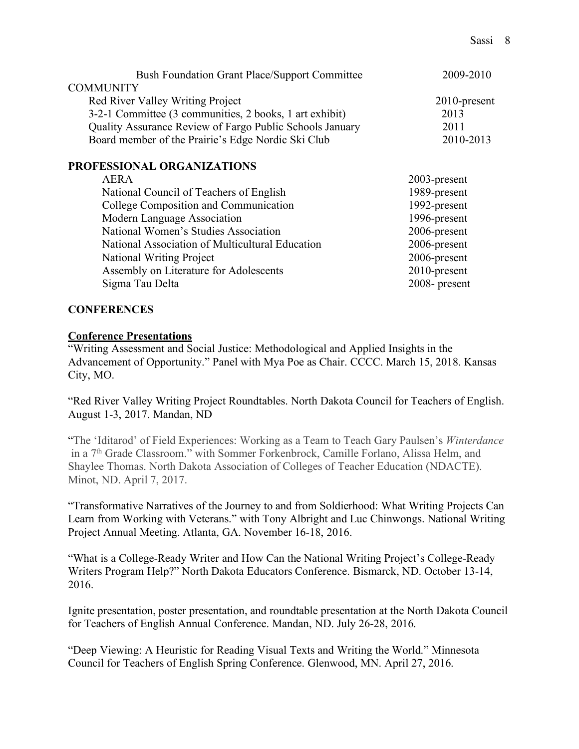| | |
|---|---|
| Bush Foundation Grant Place/Support Committee | 2009-2010 |
| **COMMUNITY** | |
| Red River Valley Writing Project | 2010-present |
| 3-2-1 Committee (3 communities, 2 books, 1 art exhibit) | 2013 |
| Quality Assurance Review of Fargo Public Schools January | 2011 |
| Board member of the Prairie's Edge Nordic Ski Club | 2010-2013 |

## PROFESSIONAL ORGANIZATIONS

| | |
|---|---|
| AERA | 2003-present |
| National Council of Teachers of English | 1989-present |
| College Composition and Communication | 1992-present |
| Modern Language Association | 1996-present |
| National Women's Studies Association | 2006-present |
| National Association of Multicultural Education | 2006-present |
| National Writing Project | 2006-present |
| Assembly on Literature for Adolescents | 2010-present |
| Sigma Tau Delta | 2008- present |

## CONFERENCES

### Conference Presentations

"Writing Assessment and Social Justice: Methodological and Applied Insights in the Advancement of Opportunity." Panel with Mya Poe as Chair. CCCC. March 15, 2018. Kansas City, MO.

"Red River Valley Writing Project Roundtables. North Dakota Council for Teachers of English. August 1-3, 2017. Mandan, ND

"The 'Iditarod' of Field Experiences: Working as a Team to Teach Gary Paulsen's *Winterdance* in a 7th Grade Classroom." with Sommer Forkenbrock, Camille Forlano, Alissa Helm, and Shaylee Thomas. North Dakota Association of Colleges of Teacher Education (NDACTE). Minot, ND. April 7, 2017.

"Transformative Narratives of the Journey to and from Soldierhood: What Writing Projects Can Learn from Working with Veterans." with Tony Albright and Luc Chinwongs. National Writing Project Annual Meeting. Atlanta, GA. November 16-18, 2016.

"What is a College-Ready Writer and How Can the National Writing Project's College-Ready Writers Program Help?" North Dakota Educators Conference. Bismarck, ND. October 13-14, 2016.

Ignite presentation, poster presentation, and roundtable presentation at the North Dakota Council for Teachers of English Annual Conference. Mandan, ND. July 26-28, 2016.

"Deep Viewing: A Heuristic for Reading Visual Texts and Writing the World." Minnesota Council for Teachers of English Spring Conference. Glenwood, MN. April 27, 2016.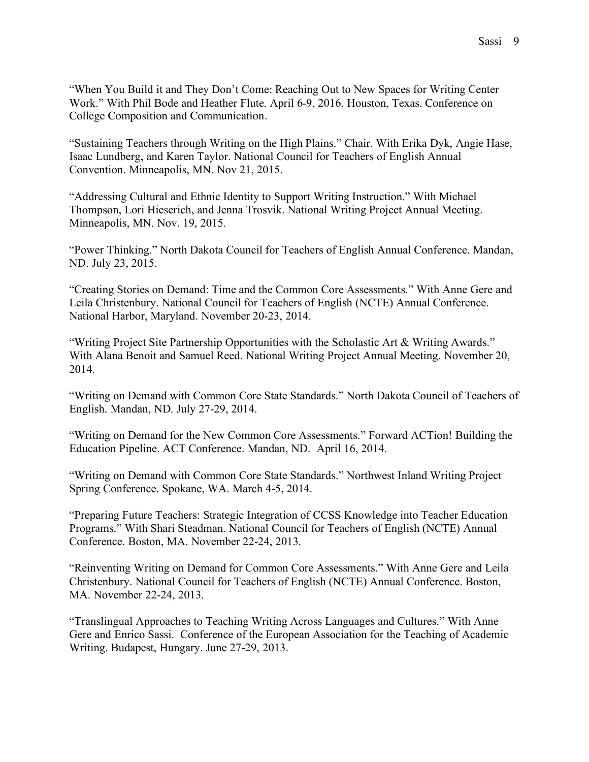"When You Build it and They Don't Come: Reaching Out to New Spaces for Writing Center Work." With Phil Bode and Heather Flute. April 6-9, 2016. Houston, Texas. Conference on College Composition and Communication.

"Sustaining Teachers through Writing on the High Plains." Chair. With Erika Dyk, Angie Hase, Isaac Lundberg, and Karen Taylor. National Council for Teachers of English Annual Convention. Minneapolis, MN. Nov 21, 2015.

"Addressing Cultural and Ethnic Identity to Support Writing Instruction." With Michael Thompson, Lori Hieserich, and Jenna Trosvik. National Writing Project Annual Meeting. Minneapolis, MN. Nov. 19, 2015.

"Power Thinking." North Dakota Council for Teachers of English Annual Conference. Mandan, ND. July 23, 2015.

"Creating Stories on Demand: Time and the Common Core Assessments." With Anne Gere and Leila Christenbury. National Council for Teachers of English (NCTE) Annual Conference. National Harbor, Maryland. November 20-23, 2014.

"Writing Project Site Partnership Opportunities with the Scholastic Art & Writing Awards." With Alana Benoit and Samuel Reed. National Writing Project Annual Meeting. November 20, 2014.

"Writing on Demand with Common Core State Standards." North Dakota Council of Teachers of English. Mandan, ND. July 27-29, 2014.

"Writing on Demand for the New Common Core Assessments." Forward ACTion! Building the Education Pipeline. ACT Conference. Mandan, ND. April 16, 2014.

"Writing on Demand with Common Core State Standards." Northwest Inland Writing Project Spring Conference. Spokane, WA. March 4-5, 2014.

"Preparing Future Teachers: Strategic Integration of CCSS Knowledge into Teacher Education Programs." With Shari Steadman. National Council for Teachers of English (NCTE) Annual Conference. Boston, MA. November 22-24, 2013.

"Reinventing Writing on Demand for Common Core Assessments." With Anne Gere and Leila Christenbury. National Council for Teachers of English (NCTE) Annual Conference. Boston, MA. November 22-24, 2013.

"Translingual Approaches to Teaching Writing Across Languages and Cultures." With Anne Gere and Enrico Sassi. Conference of the European Association for the Teaching of Academic Writing. Budapest, Hungary. June 27-29, 2013.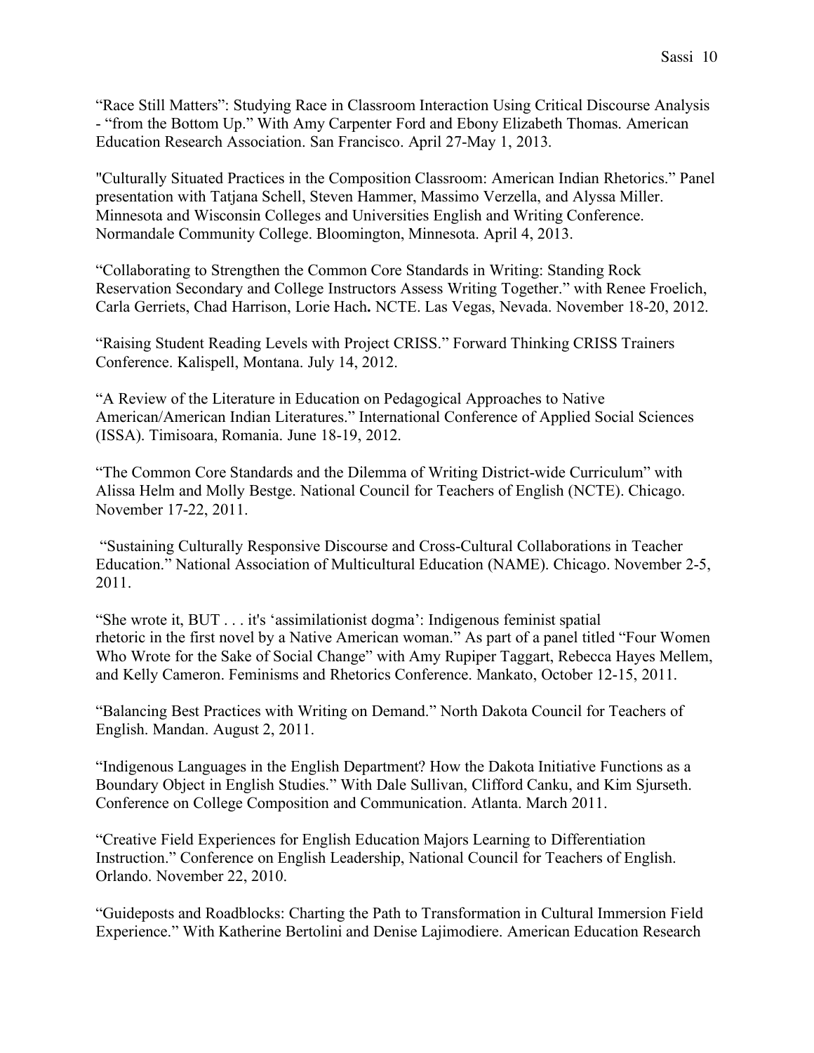"Race Still Matters": Studying Race in Classroom Interaction Using Critical Discourse Analysis - "from the Bottom Up." With Amy Carpenter Ford and Ebony Elizabeth Thomas. American Education Research Association. San Francisco. April 27-May 1, 2013.

"Culturally Situated Practices in the Composition Classroom: American Indian Rhetorics." Panel presentation with Tatjana Schell, Steven Hammer, Massimo Verzella, and Alyssa Miller. Minnesota and Wisconsin Colleges and Universities English and Writing Conference. Normandale Community College. Bloomington, Minnesota. April 4, 2013.

"Collaborating to Strengthen the Common Core Standards in Writing: Standing Rock Reservation Secondary and College Instructors Assess Writing Together." with Renee Froelich, Carla Gerriets, Chad Harrison, Lorie Hach**.** NCTE. Las Vegas, Nevada. November 18-20, 2012.

"Raising Student Reading Levels with Project CRISS." Forward Thinking CRISS Trainers Conference. Kalispell, Montana. July 14, 2012.

"A Review of the Literature in Education on Pedagogical Approaches to Native American/American Indian Literatures." International Conference of Applied Social Sciences (ISSA). Timisoara, Romania. June 18-19, 2012.

"The Common Core Standards and the Dilemma of Writing District-wide Curriculum" with Alissa Helm and Molly Bestge. National Council for Teachers of English (NCTE). Chicago. November 17-22, 2011.

"Sustaining Culturally Responsive Discourse and Cross-Cultural Collaborations in Teacher Education." National Association of Multicultural Education (NAME). Chicago. November 2-5, 2011.

"She wrote it, BUT . . . it's 'assimilationist dogma': Indigenous feminist spatial rhetoric in the first novel by a Native American woman." As part of a panel titled "Four Women Who Wrote for the Sake of Social Change" with Amy Rupiper Taggart, Rebecca Hayes Mellem, and Kelly Cameron. Feminisms and Rhetorics Conference. Mankato, October 12-15, 2011.

"Balancing Best Practices with Writing on Demand." North Dakota Council for Teachers of English. Mandan. August 2, 2011.

"Indigenous Languages in the English Department? How the Dakota Initiative Functions as a Boundary Object in English Studies." With Dale Sullivan, Clifford Canku, and Kim Sjurseth. Conference on College Composition and Communication. Atlanta. March 2011.

"Creative Field Experiences for English Education Majors Learning to Differentiation Instruction." Conference on English Leadership, National Council for Teachers of English. Orlando. November 22, 2010.

"Guideposts and Roadblocks: Charting the Path to Transformation in Cultural Immersion Field Experience." With Katherine Bertolini and Denise Lajimodiere. American Education Research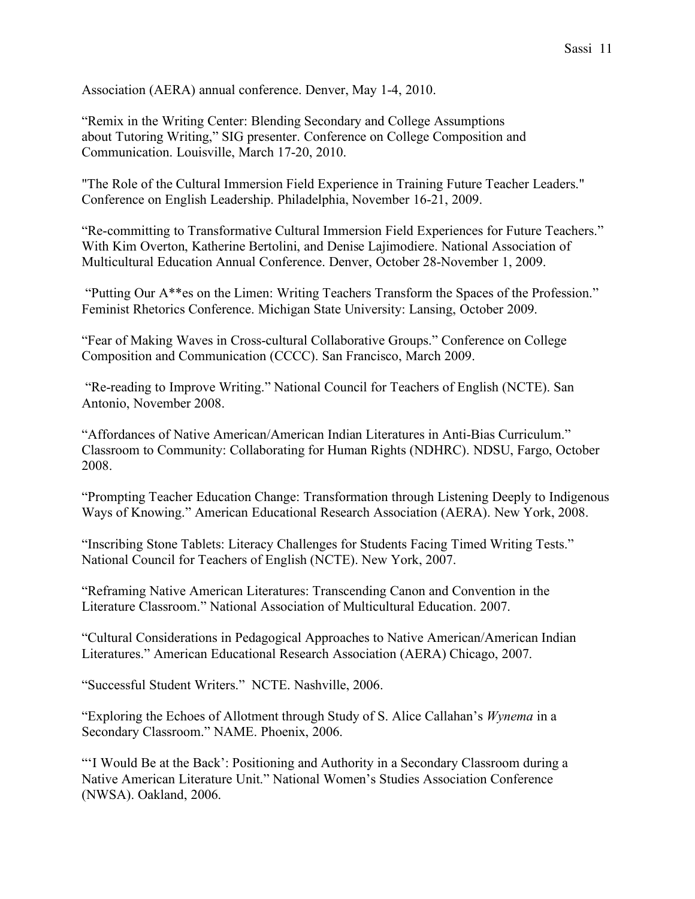Association (AERA) annual conference. Denver, May 1-4, 2010.

“Remix in the Writing Center: Blending Secondary and College Assumptions about Tutoring Writing,” SIG presenter. Conference on College Composition and Communication. Louisville, March 17-20, 2010.

"The Role of the Cultural Immersion Field Experience in Training Future Teacher Leaders." Conference on English Leadership. Philadelphia, November 16-21, 2009.

“Re-committing to Transformative Cultural Immersion Field Experiences for Future Teachers.” With Kim Overton, Katherine Bertolini, and Denise Lajimodiere. National Association of Multicultural Education Annual Conference. Denver, October 28-November 1, 2009.

“Putting Our A**es on the Limen: Writing Teachers Transform the Spaces of the Profession.” Feminist Rhetorics Conference. Michigan State University: Lansing, October 2009.

“Fear of Making Waves in Cross-cultural Collaborative Groups.” Conference on College Composition and Communication (CCCC). San Francisco, March 2009.

“Re-reading to Improve Writing.” National Council for Teachers of English (NCTE). San Antonio, November 2008.

“Affordances of Native American/American Indian Literatures in Anti-Bias Curriculum.” Classroom to Community: Collaborating for Human Rights (NDHRC). NDSU, Fargo, October 2008.

“Prompting Teacher Education Change: Transformation through Listening Deeply to Indigenous Ways of Knowing.” American Educational Research Association (AERA). New York, 2008.

“Inscribing Stone Tablets: Literacy Challenges for Students Facing Timed Writing Tests.” National Council for Teachers of English (NCTE). New York, 2007.

“Reframing Native American Literatures: Transcending Canon and Convention in the Literature Classroom.” National Association of Multicultural Education. 2007.

“Cultural Considerations in Pedagogical Approaches to Native American/American Indian Literatures.” American Educational Research Association (AERA) Chicago, 2007.

“Successful Student Writers.” NCTE. Nashville, 2006.

“Exploring the Echoes of Allotment through Study of S. Alice Callahan’s *Wynema* in a Secondary Classroom.” NAME. Phoenix, 2006.

“‘I Would Be at the Back’: Positioning and Authority in a Secondary Classroom during a Native American Literature Unit.” National Women’s Studies Association Conference (NWSA). Oakland, 2006.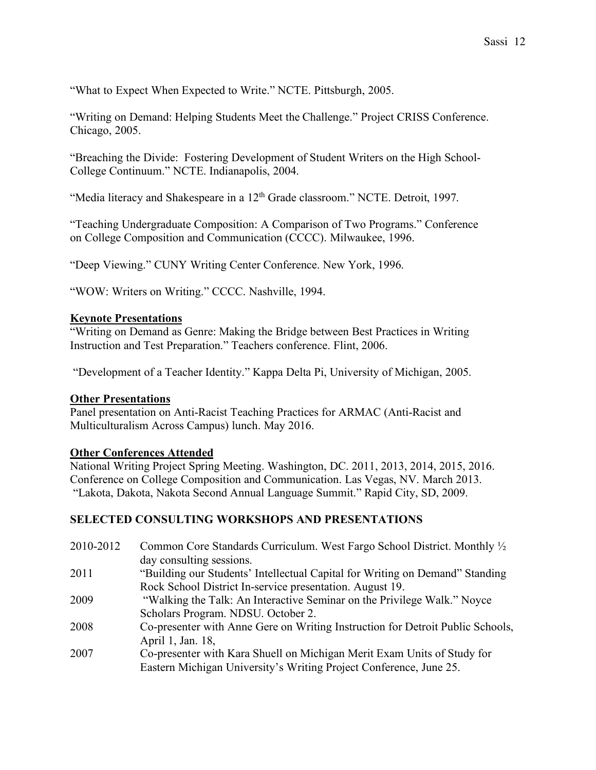"What to Expect When Expected to Write." NCTE. Pittsburgh, 2005.

"Writing on Demand: Helping Students Meet the Challenge." Project CRISS Conference. Chicago, 2005.

"Breaching the Divide: Fostering Development of Student Writers on the High School-College Continuum." NCTE. Indianapolis, 2004.

"Media literacy and Shakespeare in a 12th Grade classroom." NCTE. Detroit, 1997.

"Teaching Undergraduate Composition: A Comparison of Two Programs." Conference on College Composition and Communication (CCCC). Milwaukee, 1996.

"Deep Viewing." CUNY Writing Center Conference. New York, 1996.

"WOW: Writers on Writing." CCCC. Nashville, 1994.

**Keynote Presentations**

"Writing on Demand as Genre: Making the Bridge between Best Practices in Writing Instruction and Test Preparation." Teachers conference. Flint, 2006.

"Development of a Teacher Identity." Kappa Delta Pi, University of Michigan, 2005.

**Other Presentations**

Panel presentation on Anti-Racist Teaching Practices for ARMAC (Anti-Racist and Multiculturalism Across Campus) lunch. May 2016.

**Other Conferences Attended**

National Writing Project Spring Meeting. Washington, DC. 2011, 2013, 2014, 2015, 2016.
Conference on College Composition and Communication. Las Vegas, NV. March 2013.
"Lakota, Dakota, Nakota Second Annual Language Summit." Rapid City, SD, 2009.

## SELECTED CONSULTING WORKSHOPS AND PRESENTATIONS

| | |
|---|---|
| 2010-2012 | Common Core Standards Curriculum. West Fargo School District. Monthly ½ day consulting sessions. |
| 2011 | "Building our Students' Intellectual Capital for Writing on Demand" Standing Rock School District In-service presentation. August 19. |
| 2009 | "Walking the Talk: An Interactive Seminar on the Privilege Walk." Noyce Scholars Program. NDSU. October 2. |
| 2008 | Co-presenter with Anne Gere on Writing Instruction for Detroit Public Schools, April 1, Jan. 18, |
| 2007 | Co-presenter with Kara Shuell on Michigan Merit Exam Units of Study for Eastern Michigan University's Writing Project Conference, June 25. |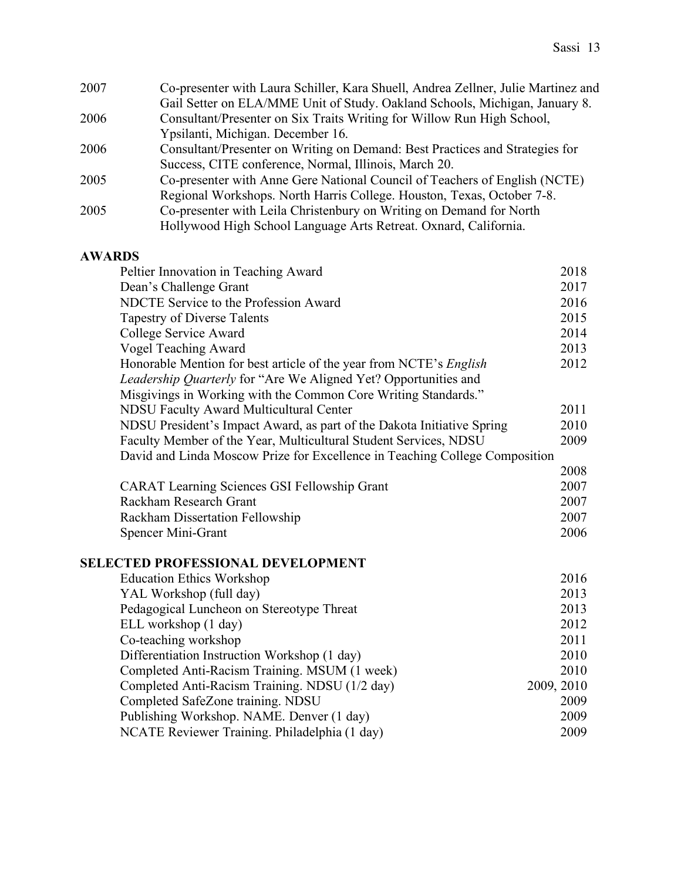2007 Co-presenter with Laura Schiller, Kara Shuell, Andrea Zellner, Julie Martinez and Gail Setter on ELA/MME Unit of Study. Oakland Schools, Michigan, January 8.

2006 Consultant/Presenter on Six Traits Writing for Willow Run High School, Ypsilanti, Michigan. December 16.

2006 Consultant/Presenter on Writing on Demand: Best Practices and Strategies for Success, CITE conference, Normal, Illinois, March 20.

2005 Co-presenter with Anne Gere National Council of Teachers of English (NCTE) Regional Workshops. North Harris College. Houston, Texas, October 7-8.

2005 Co-presenter with Leila Christenbury on Writing on Demand for North Hollywood High School Language Arts Retreat. Oxnard, California.

## AWARDS

| | |
|---|---|
| Peltier Innovation in Teaching Award | 2018 |
| Dean's Challenge Grant | 2017 |
| NDCTE Service to the Profession Award | 2016 |
| Tapestry of Diverse Talents | 2015 |
| College Service Award | 2014 |
| Vogel Teaching Award | 2013 |
| Honorable Mention for best article of the year from NCTE's *English Leadership Quarterly* for "Are We Aligned Yet? Opportunities and Misgivings in Working with the Common Core Writing Standards." | 2012 |
| NDSU Faculty Award Multicultural Center | 2011 |
| NDSU President's Impact Award, as part of the Dakota Initiative Spring | 2010 |
| Faculty Member of the Year, Multicultural Student Services, NDSU | 2009 |
| David and Linda Moscow Prize for Excellence in Teaching College Composition | 2008 |
| CARAT Learning Sciences GSI Fellowship Grant | 2007 |
| Rackham Research Grant | 2007 |
| Rackham Dissertation Fellowship | 2007 |
| Spencer Mini-Grant | 2006 |

## SELECTED PROFESSIONAL DEVELOPMENT

| | |
|---|---|
| Education Ethics Workshop | 2016 |
| YAL Workshop (full day) | 2013 |
| Pedagogical Luncheon on Stereotype Threat | 2013 |
| ELL workshop (1 day) | 2012 |
| Co-teaching workshop | 2011 |
| Differentiation Instruction Workshop (1 day) | 2010 |
| Completed Anti-Racism Training. MSUM (1 week) | 2010 |
| Completed Anti-Racism Training. NDSU (1/2 day) | 2009, 2010 |
| Completed SafeZone training. NDSU | 2009 |
| Publishing Workshop. NAME. Denver (1 day) | 2009 |
| NCATE Reviewer Training. Philadelphia (1 day) | 2009 |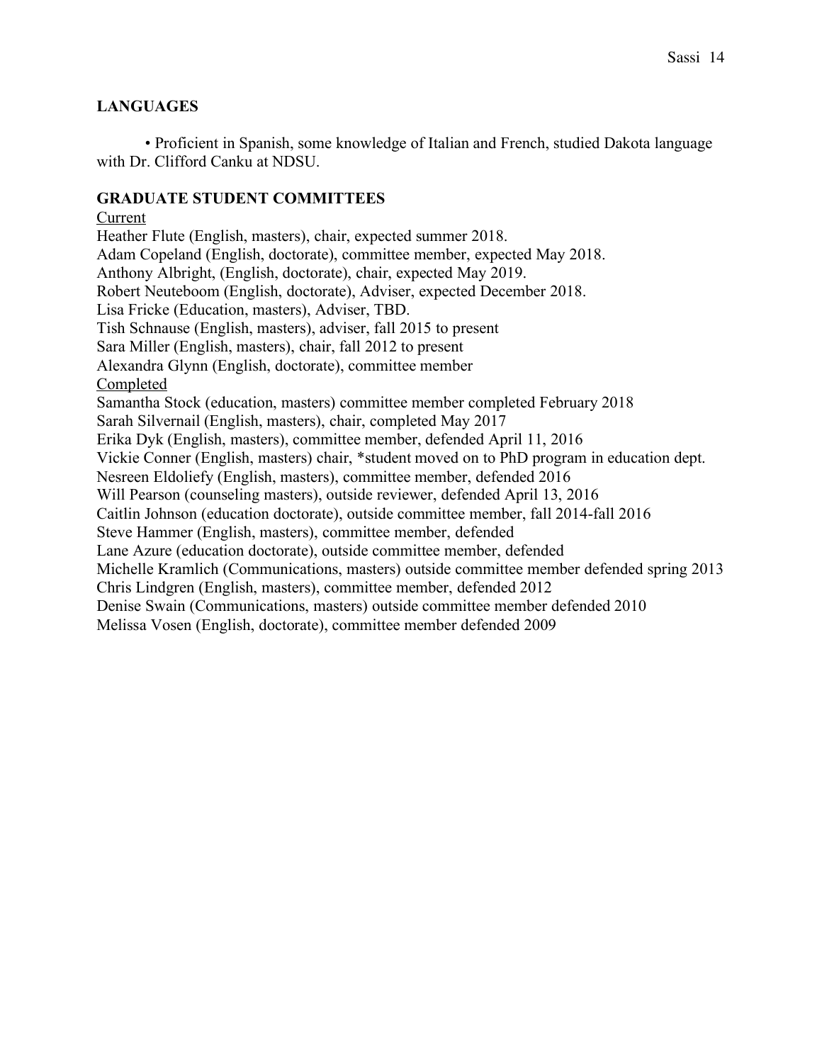## LANGUAGES

• Proficient in Spanish, some knowledge of Italian and French, studied Dakota language with Dr. Clifford Canku at NDSU.

## GRADUATE STUDENT COMMITTEES

Current

Heather Flute (English, masters), chair, expected summer 2018.
Adam Copeland (English, doctorate), committee member, expected May 2018.
Anthony Albright, (English, doctorate), chair, expected May 2019.
Robert Neuteboom (English, doctorate), Adviser, expected December 2018.
Lisa Fricke (Education, masters), Adviser, TBD.
Tish Schnause (English, masters), adviser, fall 2015 to present
Sara Miller (English, masters), chair, fall 2012 to present
Alexandra Glynn (English, doctorate), committee member

Completed

Samantha Stock (education, masters) committee member completed February 2018
Sarah Silvernail (English, masters), chair, completed May 2017
Erika Dyk (English, masters), committee member, defended April 11, 2016
Vickie Conner (English, masters) chair, *student moved on to PhD program in education dept.
Nesreen Eldoliefy (English, masters), committee member, defended 2016
Will Pearson (counseling masters), outside reviewer, defended April 13, 2016
Caitlin Johnson (education doctorate), outside committee member, fall 2014-fall 2016
Steve Hammer (English, masters), committee member, defended
Lane Azure (education doctorate), outside committee member, defended
Michelle Kramlich (Communications, masters) outside committee member defended spring 2013
Chris Lindgren (English, masters), committee member, defended 2012
Denise Swain (Communications, masters) outside committee member defended 2010
Melissa Vosen (English, doctorate), committee member defended 2009